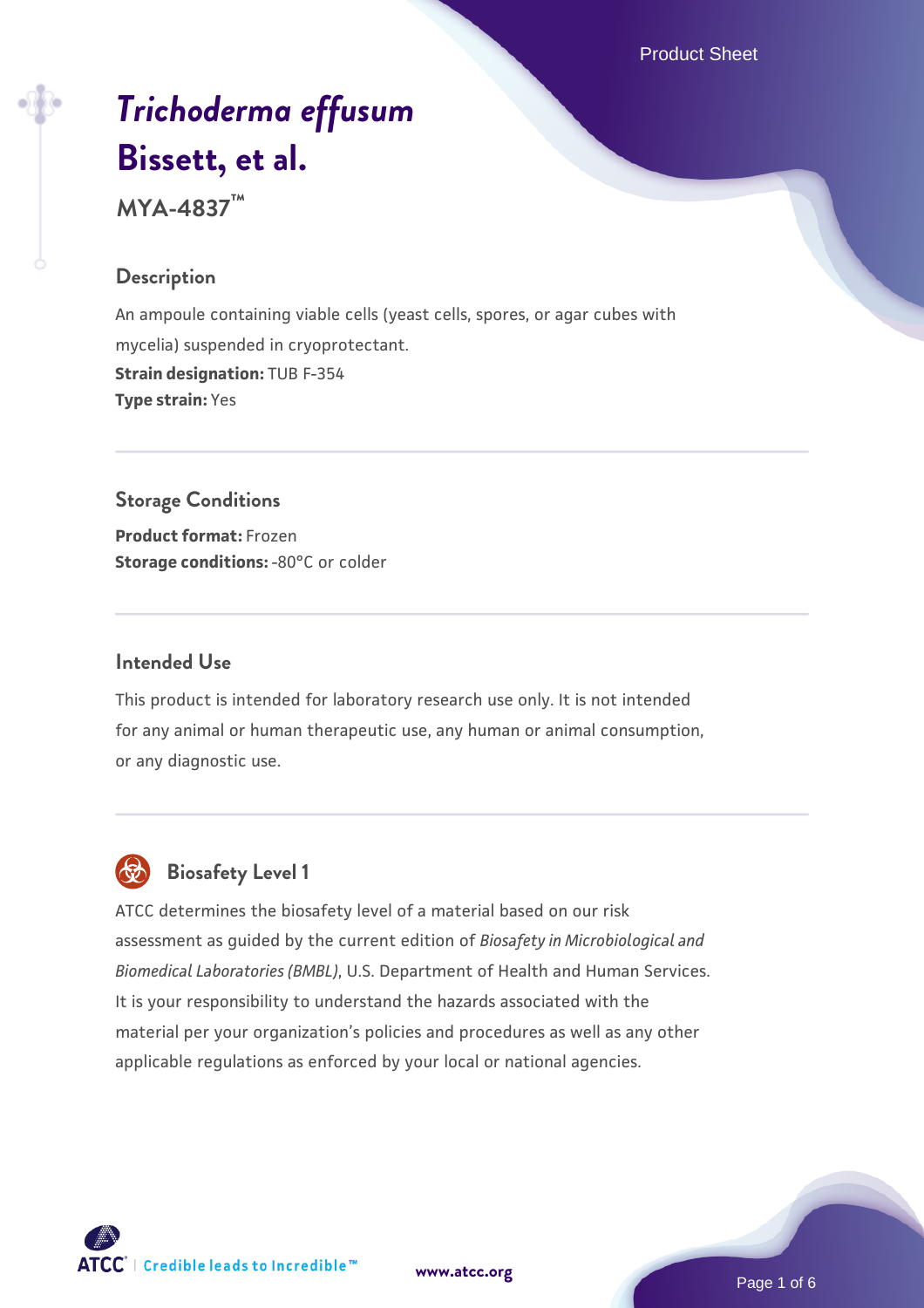# *Trichoderma effusum* Bissett, et al.

## MYA-4837™

### Description

An ampoule containing viable cells (yeast cells, spores, or agar cubes with mycelia) suspended in cryoprotectant.

**Strain designation:** TUB F-354

**Type strain:** Yes

### Storage Conditions

**Product format:** Frozen

**Storage conditions:** -80°C or colder

### Intended Use

This product is intended for laboratory research use only. It is not intended for any animal or human therapeutic use, any human or animal consumption, or any diagnostic use.

### Biosafety Level 1

ATCC determines the biosafety level of a material based on our risk assessment as guided by the current edition of *Biosafety in Microbiological and Biomedical Laboratories (BMBL)*, U.S. Department of Health and Human Services. It is your responsibility to understand the hazards associated with the material per your organization's policies and procedures as well as any other applicable regulations as enforced by your local or national agencies.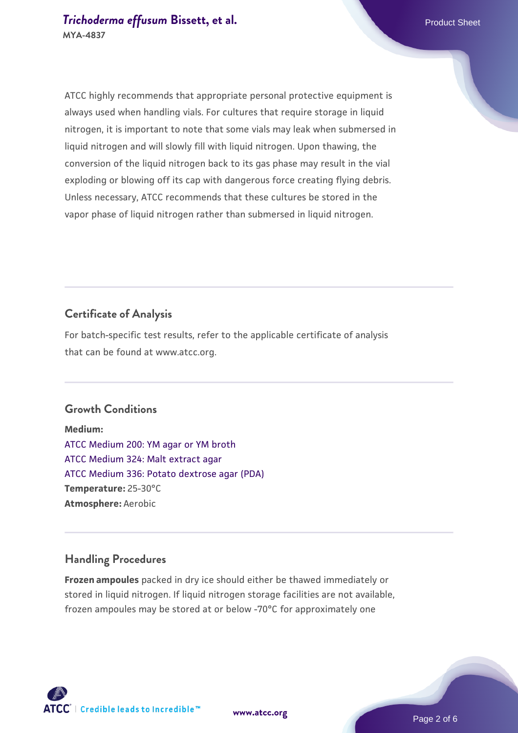ATCC highly recommends that appropriate personal protective equipment is always used when handling vials. For cultures that require storage in liquid nitrogen, it is important to note that some vials may leak when submersed in liquid nitrogen and will slowly fill with liquid nitrogen. Upon thawing, the conversion of the liquid nitrogen back to its gas phase may result in the vial exploding or blowing off its cap with dangerous force creating flying debris. Unless necessary, ATCC recommends that these cultures be stored in the vapor phase of liquid nitrogen rather than submersed in liquid nitrogen.

## Certificate of Analysis

For batch-specific test results, refer to the applicable certificate of analysis that can be found at www.atcc.org.

## Growth Conditions

**Medium:**
ATCC Medium 200: YM agar or YM broth
ATCC Medium 324: Malt extract agar
ATCC Medium 336: Potato dextrose agar (PDA)
**Temperature:** 25-30°C
**Atmosphere:** Aerobic

## Handling Procedures

**Frozen ampoules** packed in dry ice should either be thawed immediately or stored in liquid nitrogen. If liquid nitrogen storage facilities are not available, frozen ampoules may be stored at or below -70°C for approximately one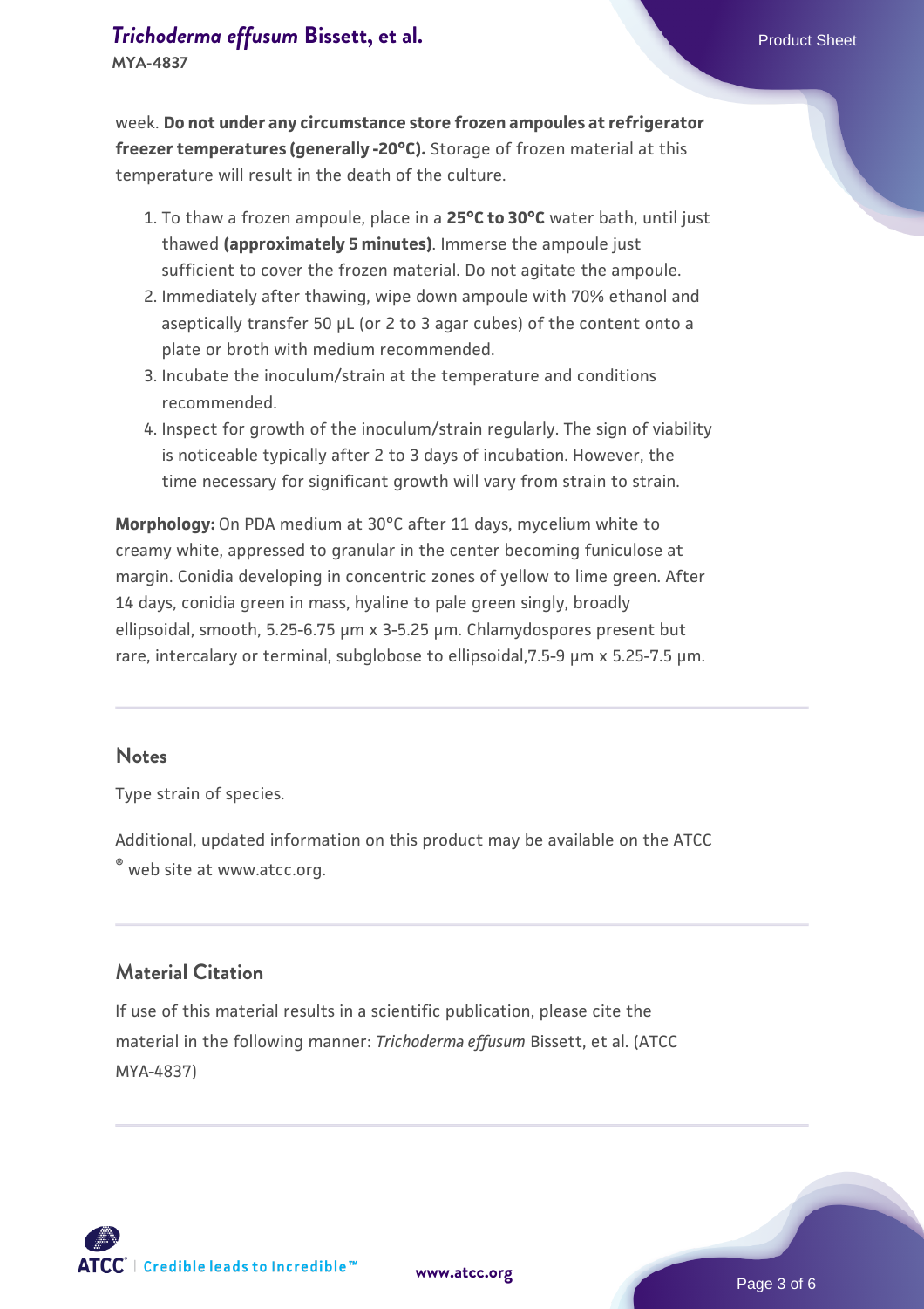week. **Do not under any circumstance store frozen ampoules at refrigerator freezer temperatures (generally -20°C).** Storage of frozen material at this temperature will result in the death of the culture.

1. To thaw a frozen ampoule, place in a **25°C to 30°C** water bath, until just thawed **(approximately 5 minutes)**. Immerse the ampoule just sufficient to cover the frozen material. Do not agitate the ampoule.
2. Immediately after thawing, wipe down ampoule with 70% ethanol and aseptically transfer 50 µL (or 2 to 3 agar cubes) of the content onto a plate or broth with medium recommended.
3. Incubate the inoculum/strain at the temperature and conditions recommended.
4. Inspect for growth of the inoculum/strain regularly. The sign of viability is noticeable typically after 2 to 3 days of incubation. However, the time necessary for significant growth will vary from strain to strain.

**Morphology:** On PDA medium at 30°C after 11 days, mycelium white to creamy white, appressed to granular in the center becoming funiculose at margin. Conidia developing in concentric zones of yellow to lime green. After 14 days, conidia green in mass, hyaline to pale green singly, broadly ellipsoidal, smooth, 5.25-6.75 µm x 3-5.25 µm. Chlamydospores present but rare, intercalary or terminal, subglobose to ellipsoidal,7.5-9 µm x 5.25-7.5 µm.

## Notes

Type strain of species.

Additional, updated information on this product may be available on the ATCC ® web site at www.atcc.org.

## Material Citation

If use of this material results in a scientific publication, please cite the material in the following manner: *Trichoderma effusum* Bissett, et al. (ATCC MYA-4837)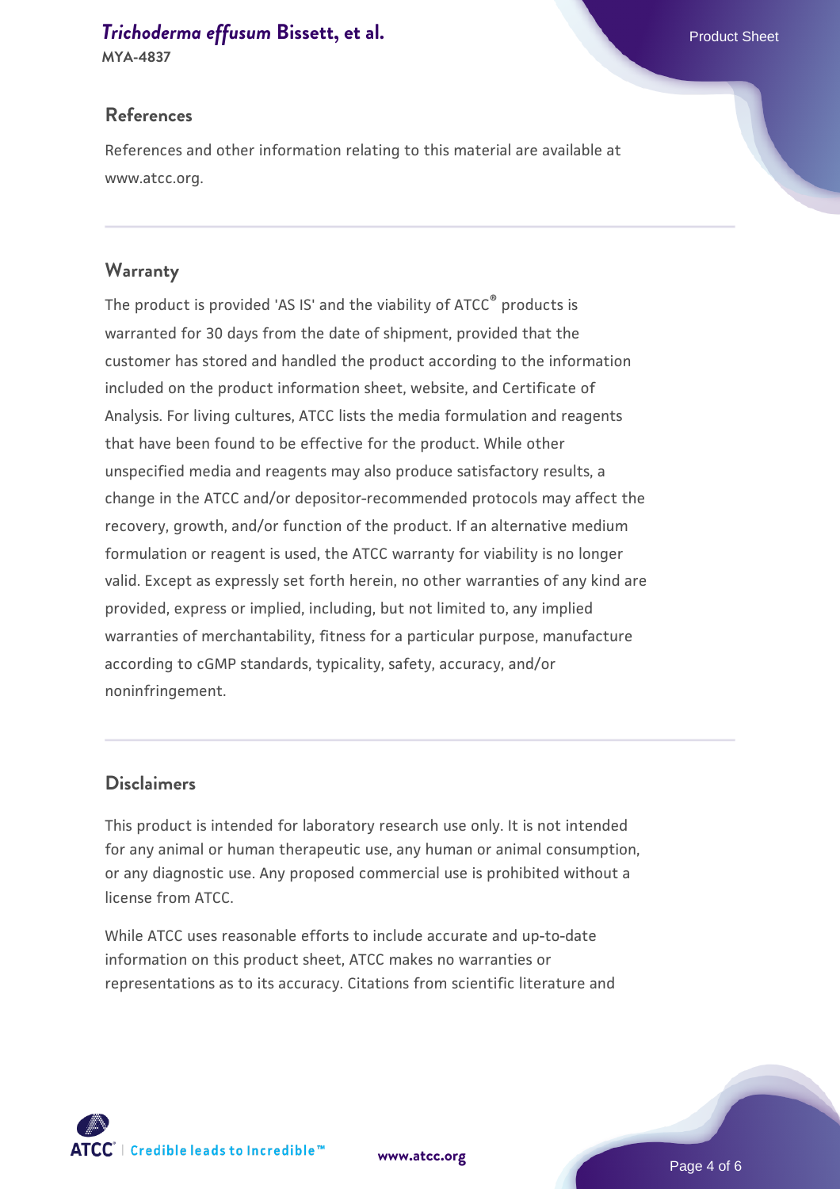## References

References and other information relating to this material are available at www.atcc.org.

## Warranty

The product is provided 'AS IS' and the viability of ATCC® products is warranted for 30 days from the date of shipment, provided that the customer has stored and handled the product according to the information included on the product information sheet, website, and Certificate of Analysis. For living cultures, ATCC lists the media formulation and reagents that have been found to be effective for the product. While other unspecified media and reagents may also produce satisfactory results, a change in the ATCC and/or depositor-recommended protocols may affect the recovery, growth, and/or function of the product. If an alternative medium formulation or reagent is used, the ATCC warranty for viability is no longer valid. Except as expressly set forth herein, no other warranties of any kind are provided, express or implied, including, but not limited to, any implied warranties of merchantability, fitness for a particular purpose, manufacture according to cGMP standards, typicality, safety, accuracy, and/or noninfringement.

## Disclaimers

This product is intended for laboratory research use only. It is not intended for any animal or human therapeutic use, any human or animal consumption, or any diagnostic use. Any proposed commercial use is prohibited without a license from ATCC.

While ATCC uses reasonable efforts to include accurate and up-to-date information on this product sheet, ATCC makes no warranties or representations as to its accuracy. Citations from scientific literature and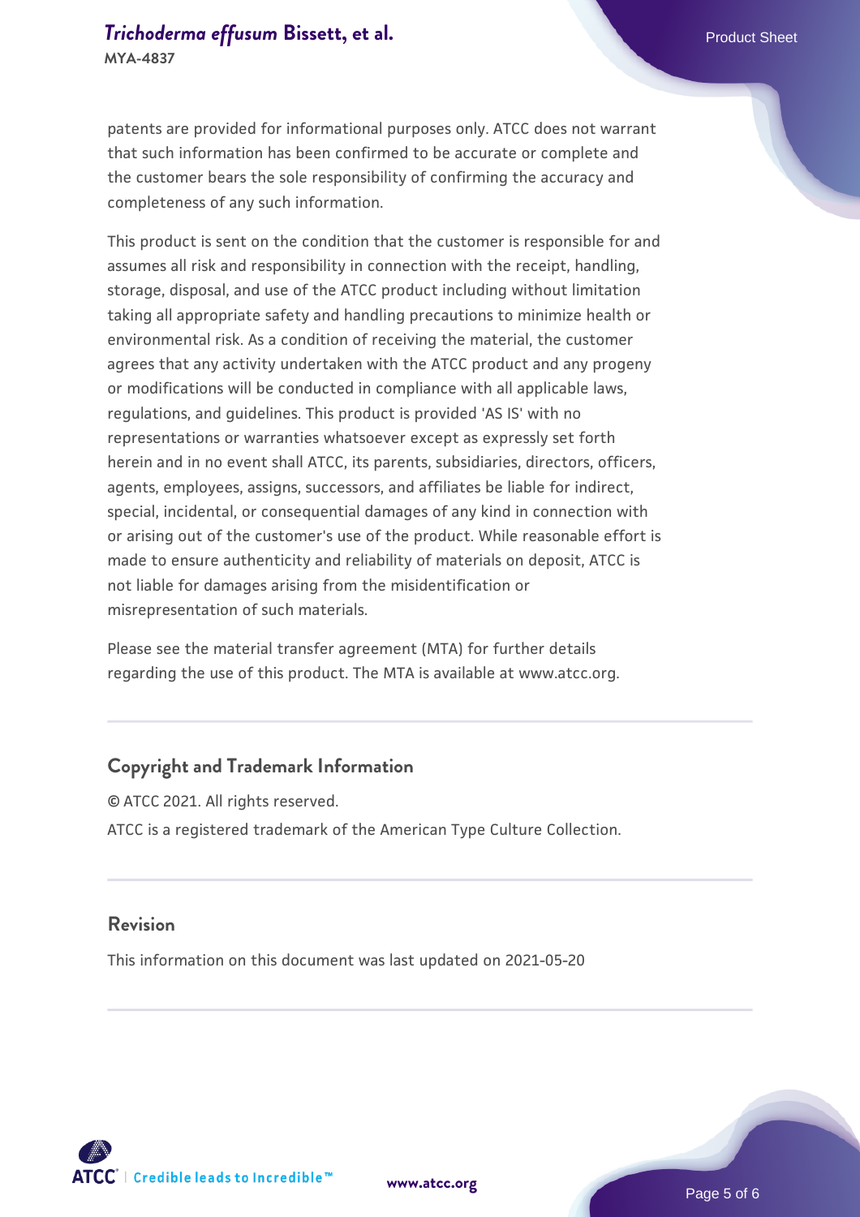patents are provided for informational purposes only. ATCC does not warrant that such information has been confirmed to be accurate or complete and the customer bears the sole responsibility of confirming the accuracy and completeness of any such information.

This product is sent on the condition that the customer is responsible for and assumes all risk and responsibility in connection with the receipt, handling, storage, disposal, and use of the ATCC product including without limitation taking all appropriate safety and handling precautions to minimize health or environmental risk. As a condition of receiving the material, the customer agrees that any activity undertaken with the ATCC product and any progeny or modifications will be conducted in compliance with all applicable laws, regulations, and guidelines. This product is provided 'AS IS' with no representations or warranties whatsoever except as expressly set forth herein and in no event shall ATCC, its parents, subsidiaries, directors, officers, agents, employees, assigns, successors, and affiliates be liable for indirect, special, incidental, or consequential damages of any kind in connection with or arising out of the customer's use of the product. While reasonable effort is made to ensure authenticity and reliability of materials on deposit, ATCC is not liable for damages arising from the misidentification or misrepresentation of such materials.

Please see the material transfer agreement (MTA) for further details regarding the use of this product. The MTA is available at www.atcc.org.

## Copyright and Trademark Information

© ATCC 2021. All rights reserved.

ATCC is a registered trademark of the American Type Culture Collection.

## Revision

This information on this document was last updated on 2021-05-20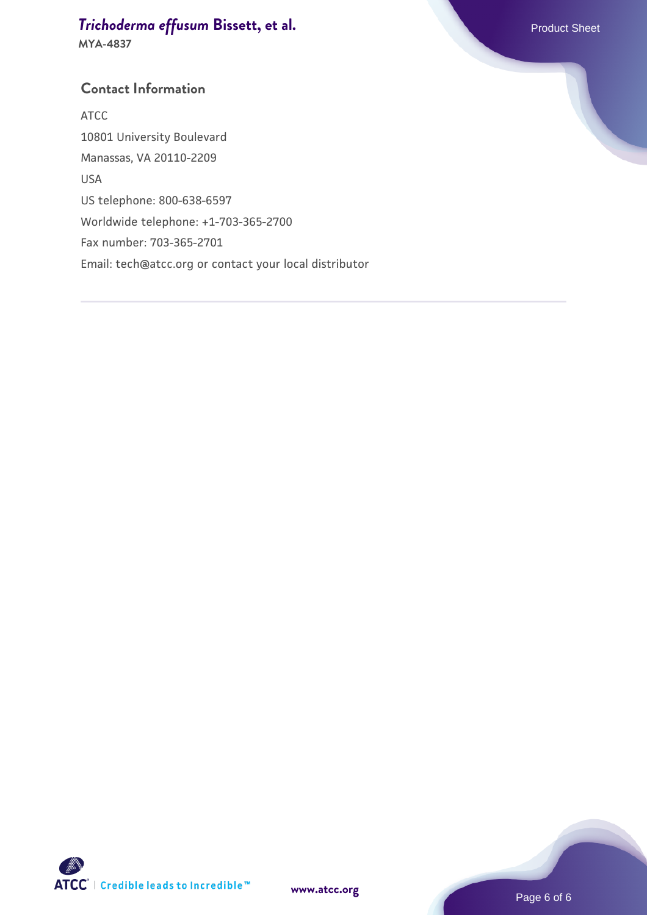## Contact Information

ATCC
10801 University Boulevard
Manassas, VA 20110-2209
USA
US telephone: 800-638-6597
Worldwide telephone: +1-703-365-2700
Fax number: 703-365-2701
Email: tech@atcc.org or contact your local distributor